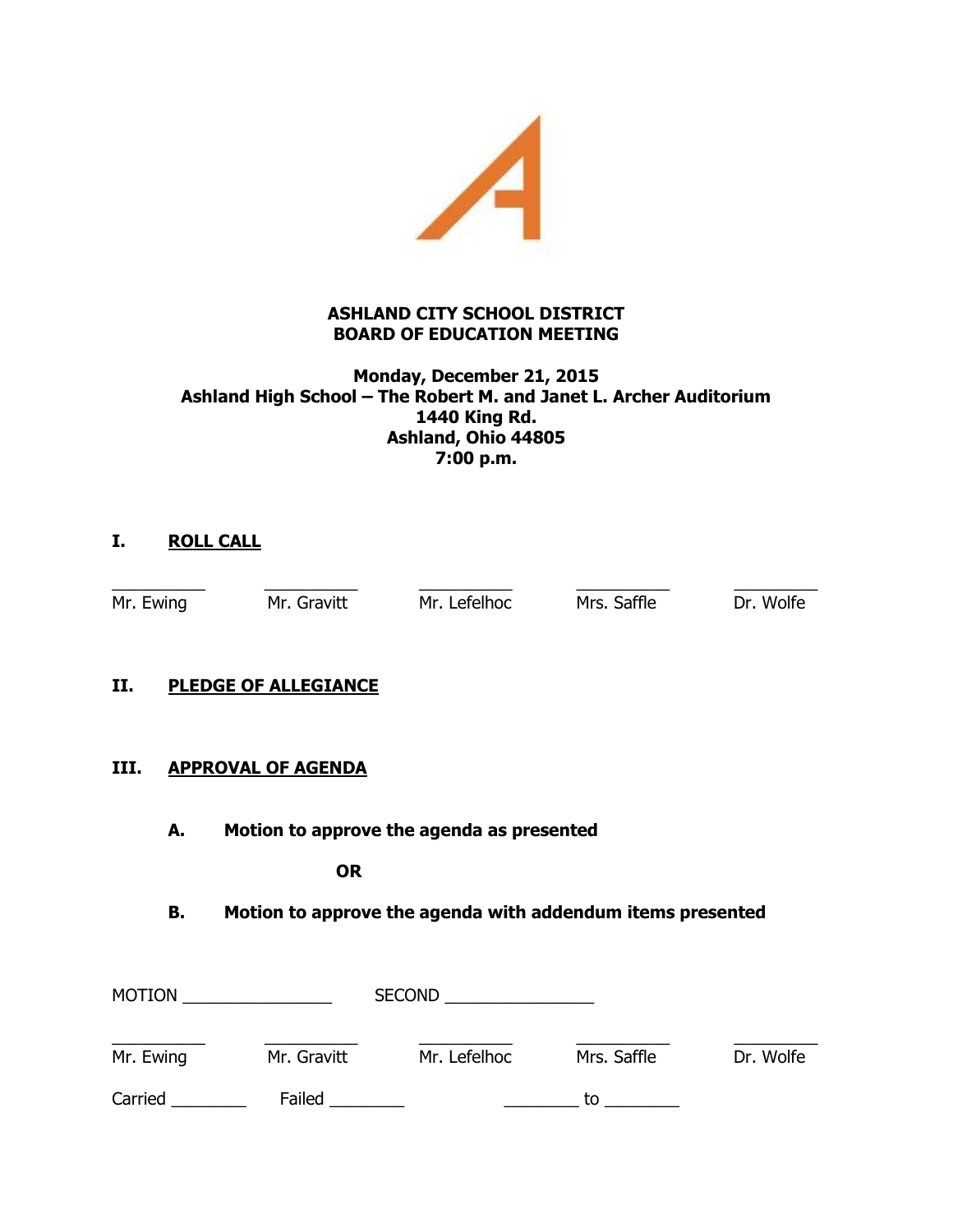**ASHLAND CITY SCHOOL DISTRICT**
**BOARD OF EDUCATION MEETING**

**Monday, December 21, 2015**
**Ashland High School – The Robert M. and Janet L. Archer Auditorium**
**1440 King Rd.**
**Ashland, Ohio 44805**
**7:00 p.m.**

## I. ROLL CALL

| ________ | ________ | ________ | ________ | ________ |
|---|---|---|---|---|
| Mr. Ewing | Mr. Gravitt | Mr. Lefelhoc | Mrs. Saffle | Dr. Wolfe |

## II. PLEDGE OF ALLEGIANCE

## III. APPROVAL OF AGENDA

**A. Motion to approve the agenda as presented**

**OR**

**B. Motion to approve the agenda with addendum items presented**

MOTION ________________ SECOND ________________

| ________ | ________ | ________ | ________ | ________ |
|---|---|---|---|---|
| Mr. Ewing | Mr. Gravitt | Mr. Lefelhoc | Mrs. Saffle | Dr. Wolfe |

Carried ________ Failed ________ ________ to ________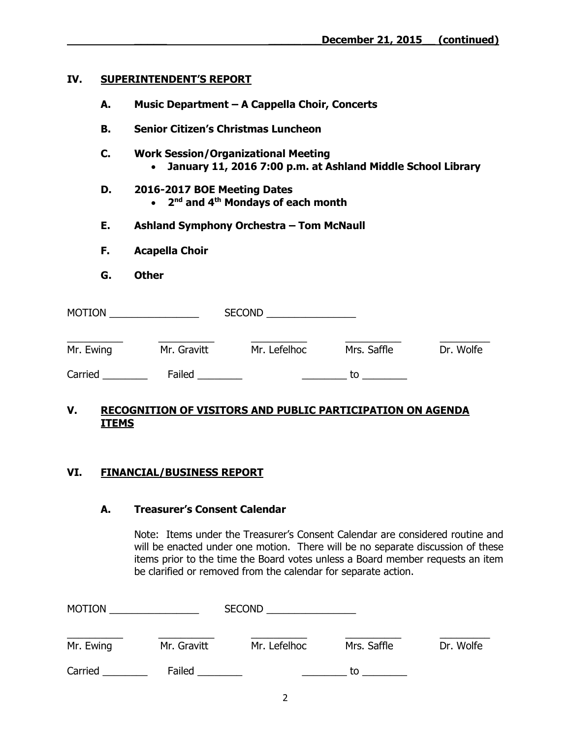## IV. SUPERINTENDENT'S REPORT

**A. Music Department – A Cappella Choir, Concerts**

**B. Senior Citizen's Christmas Luncheon**

**C. Work Session/Organizational Meeting**
- **January 11, 2016 7:00 p.m. at Ashland Middle School Library**

**D. 2016-2017 BOE Meeting Dates**
- **2nd and 4th Mondays of each month**

**E. Ashland Symphony Orchestra – Tom McNaull**

**F. Acapella Choir**

**G. Other**

MOTION ________________ SECOND ________________

| __________ | __________ | __________ | __________ | __________ |
|---|---|---|---|---|
| Mr. Ewing | Mr. Gravitt | Mr. Lefelhoc | Mrs. Saffle | Dr. Wolfe |

Carried ________ Failed ________ ________ to ________

## V. RECOGNITION OF VISITORS AND PUBLIC PARTICIPATION ON AGENDA ITEMS

## VI. FINANCIAL/BUSINESS REPORT

**A. Treasurer's Consent Calendar**

Note: Items under the Treasurer's Consent Calendar are considered routine and will be enacted under one motion. There will be no separate discussion of these items prior to the time the Board votes unless a Board member requests an item be clarified or removed from the calendar for separate action.

MOTION ________________ SECOND ________________

| __________ | __________ | __________ | __________ | __________ |
|---|---|---|---|---|
| Mr. Ewing | Mr. Gravitt | Mr. Lefelhoc | Mrs. Saffle | Dr. Wolfe |

Carried ________ Failed ________ ________ to ________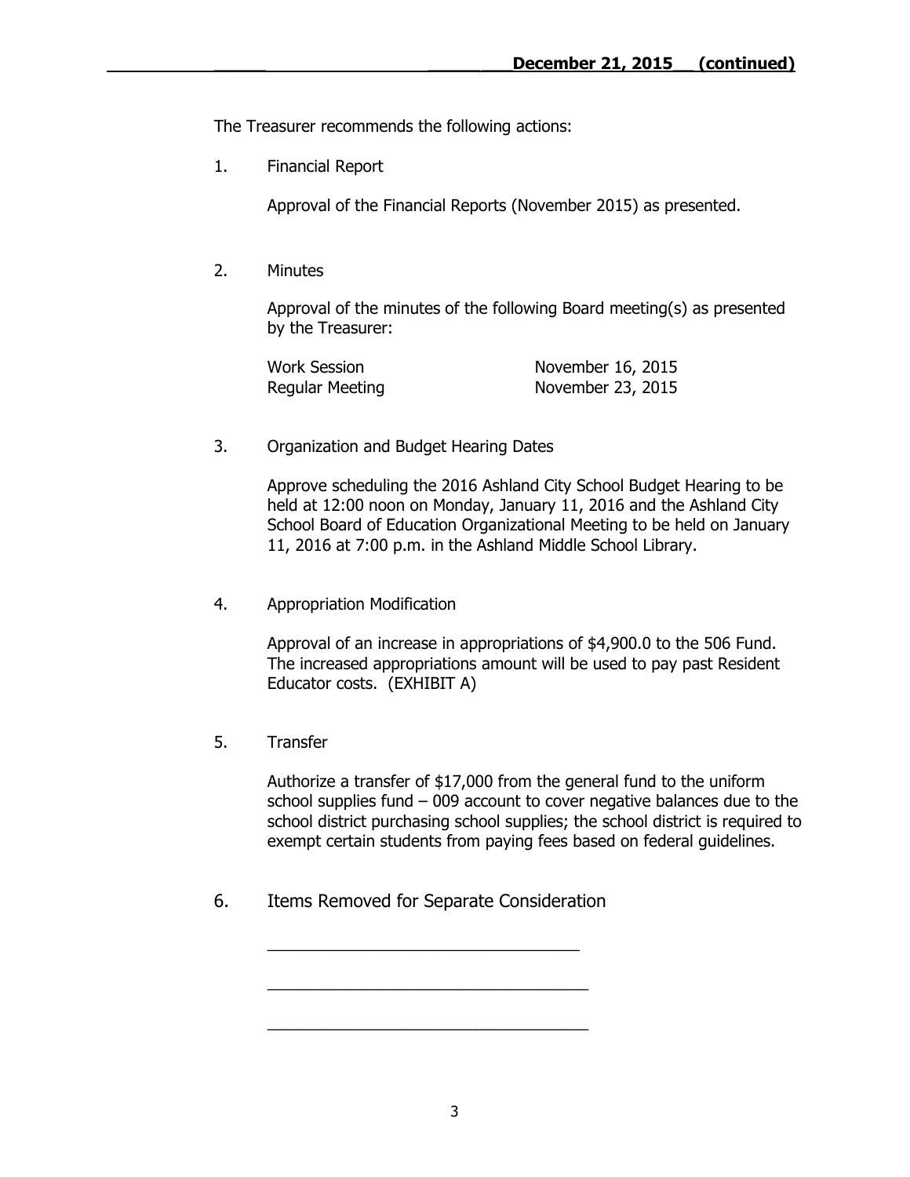The Treasurer recommends the following actions:

1. Financial Report

   Approval of the Financial Reports (November 2015) as presented.

2. Minutes

   Approval of the minutes of the following Board meeting(s) as presented by the Treasurer:

   | | |
   |---|---|
   | Work Session | November 16, 2015 |
   | Regular Meeting | November 23, 2015 |

3. Organization and Budget Hearing Dates

   Approve scheduling the 2016 Ashland City School Budget Hearing to be held at 12:00 noon on Monday, January 11, 2016 and the Ashland City School Board of Education Organizational Meeting to be held on January 11, 2016 at 7:00 p.m. in the Ashland Middle School Library.

4. Appropriation Modification

   Approval of an increase in appropriations of $4,900.0 to the 506 Fund. The increased appropriations amount will be used to pay past Resident Educator costs. (EXHIBIT A)

5. Transfer

   Authorize a transfer of $17,000 from the general fund to the uniform school supplies fund – 009 account to cover negative balances due to the school district purchasing school supplies; the school district is required to exempt certain students from paying fees based on federal guidelines.

6. Items Removed for Separate Consideration

   ___________________________________

   ___________________________________

   ___________________________________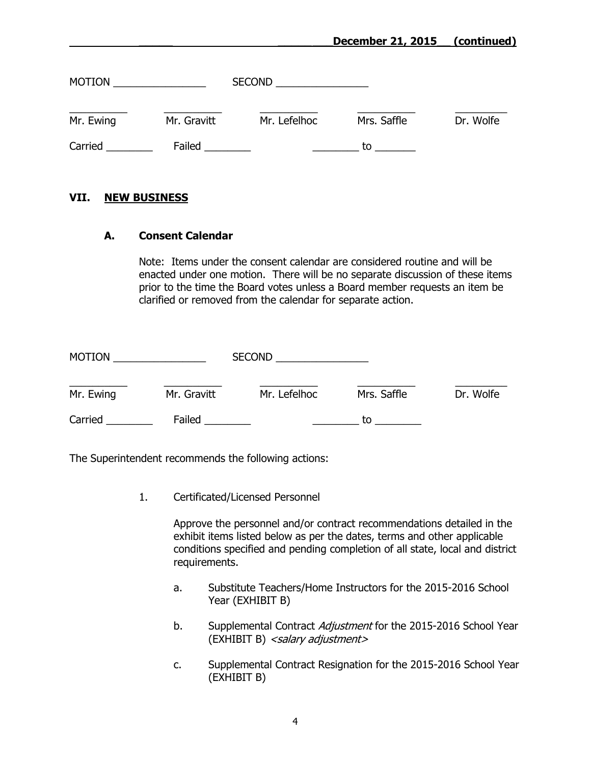MOTION ________________ SECOND ________________

| __________ | __________ | __________ | __________ | _________ |
|---|---|---|---|---|
| Mr. Ewing | Mr. Gravitt | Mr. Lefelhoc | Mrs. Saffle | Dr. Wolfe |

Carried ________ Failed ________ ________ to _______

## VII. NEW BUSINESS

### A. Consent Calendar

Note: Items under the consent calendar are considered routine and will be enacted under one motion. There will be no separate discussion of these items prior to the time the Board votes unless a Board member requests an item be clarified or removed from the calendar for separate action.

MOTION ________________ SECOND ________________

| __________ | __________ | __________ | __________ | _________ |
|---|---|---|---|---|
| Mr. Ewing | Mr. Gravitt | Mr. Lefelhoc | Mrs. Saffle | Dr. Wolfe |

Carried ________ Failed ________ ________ to ________

The Superintendent recommends the following actions:

1. Certificated/Licensed Personnel

   Approve the personnel and/or contract recommendations detailed in the exhibit items listed below as per the dates, terms and other applicable conditions specified and pending completion of all state, local and district requirements.

   a. Substitute Teachers/Home Instructors for the 2015-2016 School Year (EXHIBIT B)

   b. Supplemental Contract *Adjustment* for the 2015-2016 School Year (EXHIBIT B) *<salary adjustment>*

   c. Supplemental Contract Resignation for the 2015-2016 School Year (EXHIBIT B)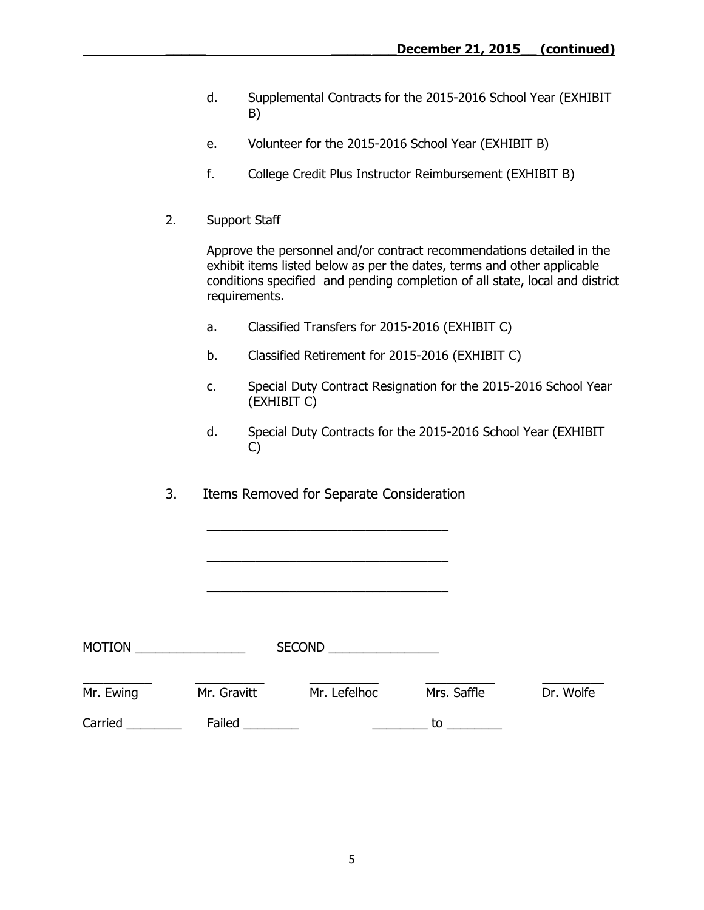d. Supplemental Contracts for the 2015-2016 School Year (EXHIBIT B)

e. Volunteer for the 2015-2016 School Year (EXHIBIT B)

f. College Credit Plus Instructor Reimbursement (EXHIBIT B)

2. Support Staff

Approve the personnel and/or contract recommendations detailed in the exhibit items listed below as per the dates, terms and other applicable conditions specified and pending completion of all state, local and district requirements.

a. Classified Transfers for 2015-2016 (EXHIBIT C)

b. Classified Retirement for 2015-2016 (EXHIBIT C)

c. Special Duty Contract Resignation for the 2015-2016 School Year (EXHIBIT C)

d. Special Duty Contracts for the 2015-2016 School Year (EXHIBIT C)

3. Items Removed for Separate Consideration

___________________________________

___________________________________

___________________________________

MOTION ________________ SECOND __________________

| __________ | __________ | __________ | __________ | _________ |
|---|---|---|---|---|
| Mr. Ewing | Mr. Gravitt | Mr. Lefelhoc | Mrs. Saffle | Dr. Wolfe |

Carried ________ Failed ________ ________ to ________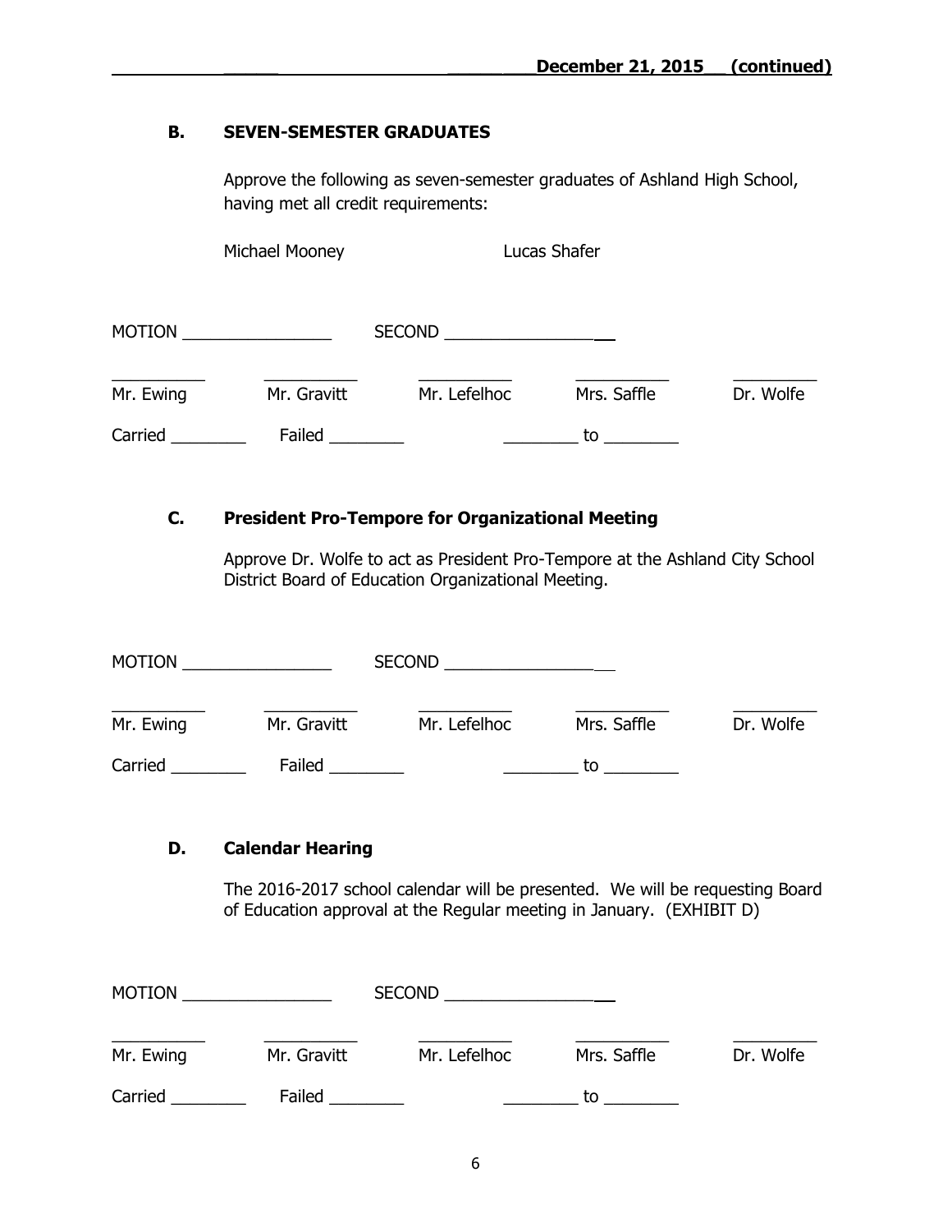### B. SEVEN-SEMESTER GRADUATES

Approve the following as seven-semester graduates of Ashland High School, having met all credit requirements:

Michael Mooney    Lucas Shafer

MOTION ________________ SECOND ________________

| __________ | __________ | __________ | __________ | __________ |
|---|---|---|---|---|
| Mr. Ewing | Mr. Gravitt | Mr. Lefelhoc | Mrs. Saffle | Dr. Wolfe |

Carried ________ Failed ________ ________ to ________

### C. President Pro-Tempore for Organizational Meeting

Approve Dr. Wolfe to act as President Pro-Tempore at the Ashland City School District Board of Education Organizational Meeting.

MOTION ________________ SECOND ________________

| __________ | __________ | __________ | __________ | __________ |
|---|---|---|---|---|
| Mr. Ewing | Mr. Gravitt | Mr. Lefelhoc | Mrs. Saffle | Dr. Wolfe |

Carried ________ Failed ________ ________ to ________

### D. Calendar Hearing

The 2016-2017 school calendar will be presented. We will be requesting Board of Education approval at the Regular meeting in January. (EXHIBIT D)

MOTION ________________ SECOND ________________

| __________ | __________ | __________ | __________ | __________ |
|---|---|---|---|---|
| Mr. Ewing | Mr. Gravitt | Mr. Lefelhoc | Mrs. Saffle | Dr. Wolfe |

Carried ________ Failed ________ ________ to ________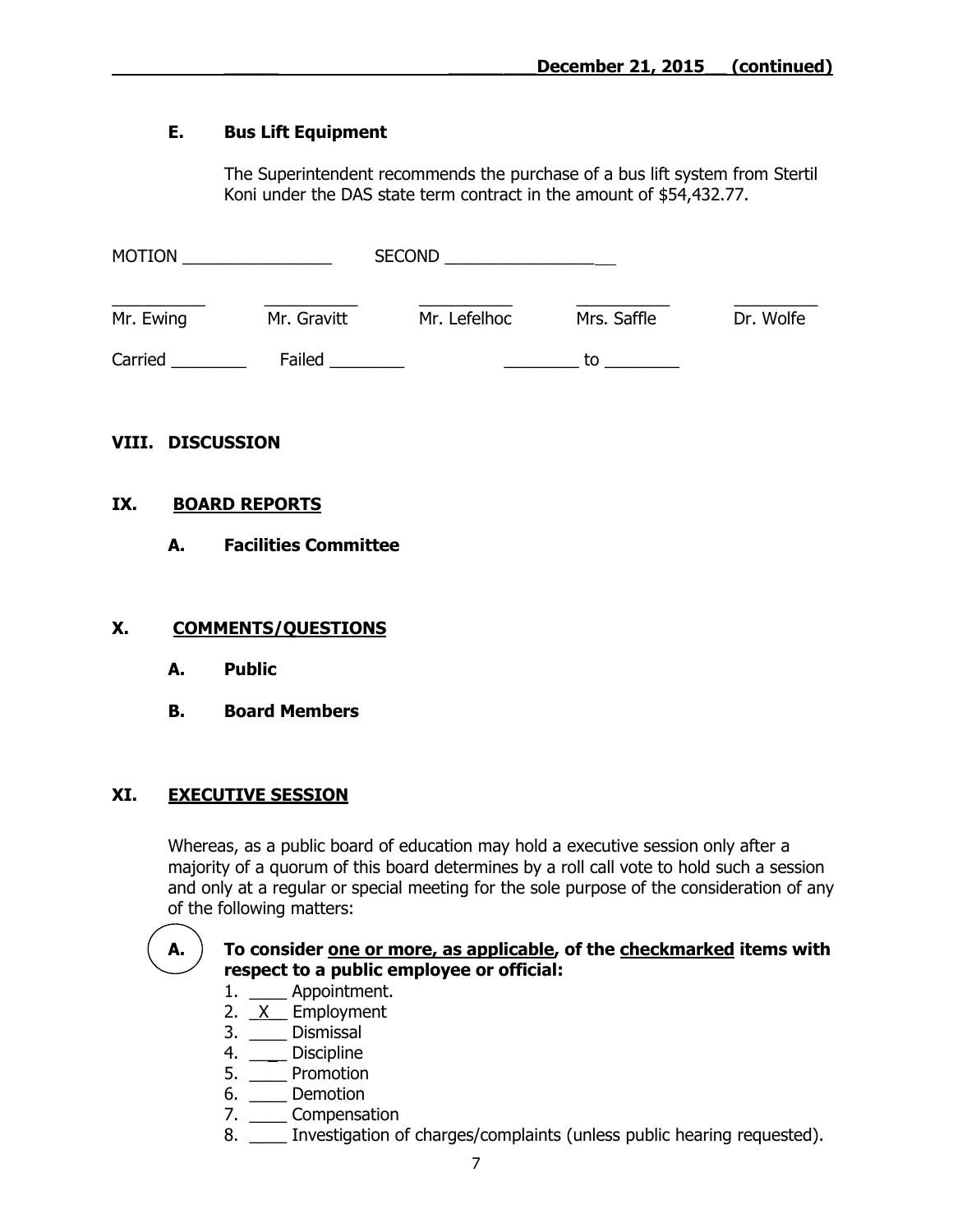### E. Bus Lift Equipment

The Superintendent recommends the purchase of a bus lift system from Stertil Koni under the DAS state term contract in the amount of $54,432.77.

MOTION ________________ SECOND ________________

| __________ | __________ | __________ | __________ | _________ |
|---|---|---|---|---|
| Mr. Ewing | Mr. Gravitt | Mr. Lefelhoc | Mrs. Saffle | Dr. Wolfe |

Carried ________ Failed ________ ________ to ________

## VIII. DISCUSSION

## IX. BOARD REPORTS

### A. Facilities Committee

## X. COMMENTS/QUESTIONS

### A. Public

### B. Board Members

## XI. EXECUTIVE SESSION

Whereas, as a public board of education may hold a executive session only after a majority of a quorum of this board determines by a roll call vote to hold such a session and only at a regular or special meeting for the sole purpose of the consideration of any of the following matters:

**A. To consider one or more, as applicable, of the checkmarked items with respect to a public employee or official:**

1. ____ Appointment.
2. _X__ Employment
3. ____ Dismissal
4. ____ Discipline
5. ____ Promotion
6. ____ Demotion
7. ____ Compensation
8. ____ Investigation of charges/complaints (unless public hearing requested).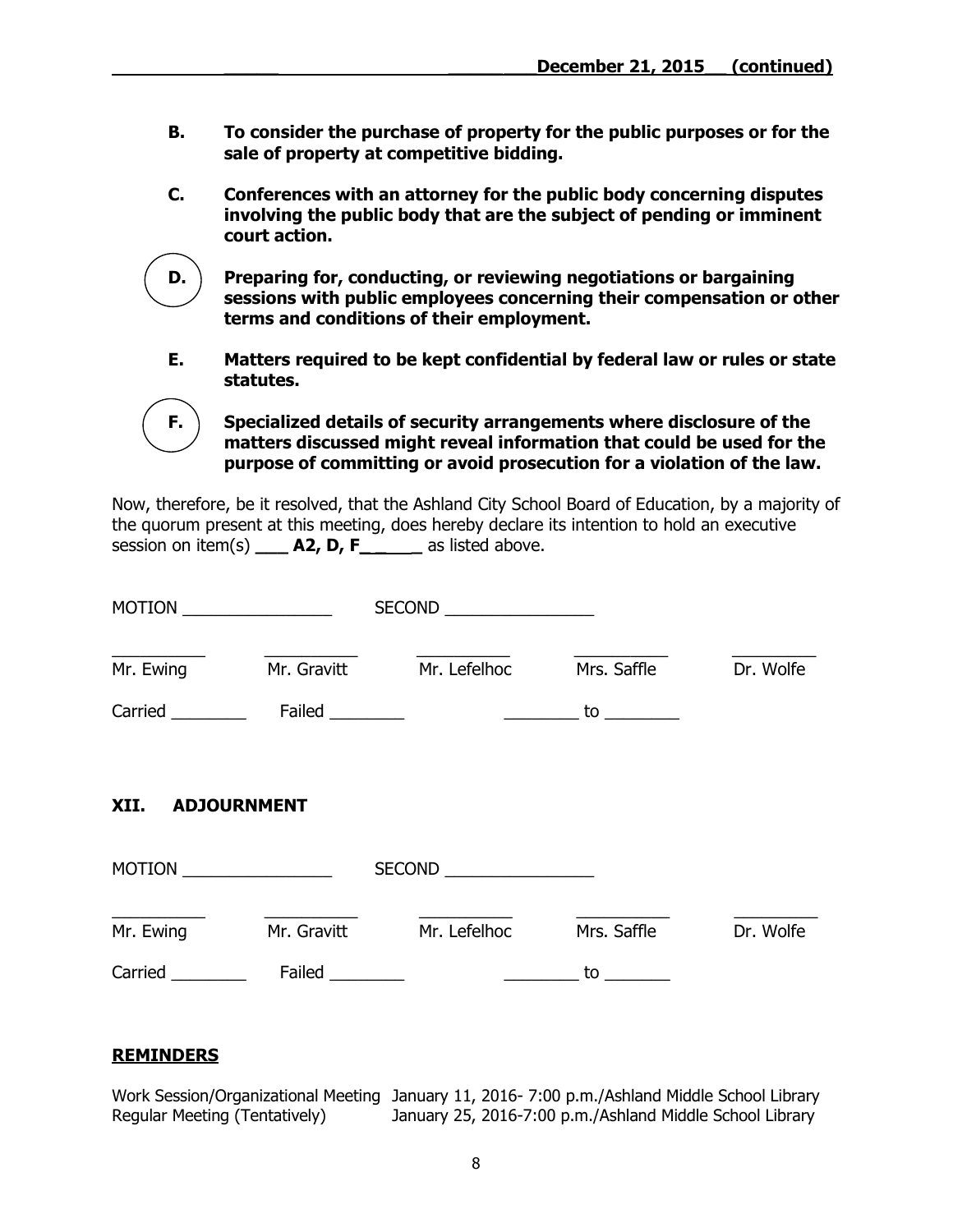**B.** **To consider the purchase of property for the public purposes or for the sale of property at competitive bidding.**

**C.** **Conferences with an attorney for the public body concerning disputes involving the public body that are the subject of pending or imminent court action.**

**D.** **Preparing for, conducting, or reviewing negotiations or bargaining sessions with public employees concerning their compensation or other terms and conditions of their employment.**

**E.** **Matters required to be kept confidential by federal law or rules or state statutes.**

**F.** **Specialized details of security arrangements where disclosure of the matters discussed might reveal information that could be used for the purpose of committing or avoid prosecution for a violation of the law.**

Now, therefore, be it resolved, that the Ashland City School Board of Education, by a majority of the quorum present at this meeting, does hereby declare its intention to hold an executive session on item(s) ___ **A2, D, F**_____ as listed above.

MOTION ________________ SECOND ________________

| __________ | __________ | __________ | __________ | __________ |
|---|---|---|---|---|
| Mr. Ewing | Mr. Gravitt | Mr. Lefelhoc | Mrs. Saffle | Dr. Wolfe |

Carried ________ Failed ________ ________ to ________

## XII. ADJOURNMENT

MOTION ________________ SECOND ________________

| __________ | __________ | __________ | __________ | __________ |
|---|---|---|---|---|
| Mr. Ewing | Mr. Gravitt | Mr. Lefelhoc | Mrs. Saffle | Dr. Wolfe |

Carried ________ Failed ________ ________ to _______

## REMINDERS

| | |
|---|---|
| Work Session/Organizational Meeting | January 11, 2016- 7:00 p.m./Ashland Middle School Library |
| Regular Meeting (Tentatively) | January 25, 2016-7:00 p.m./Ashland Middle School Library |